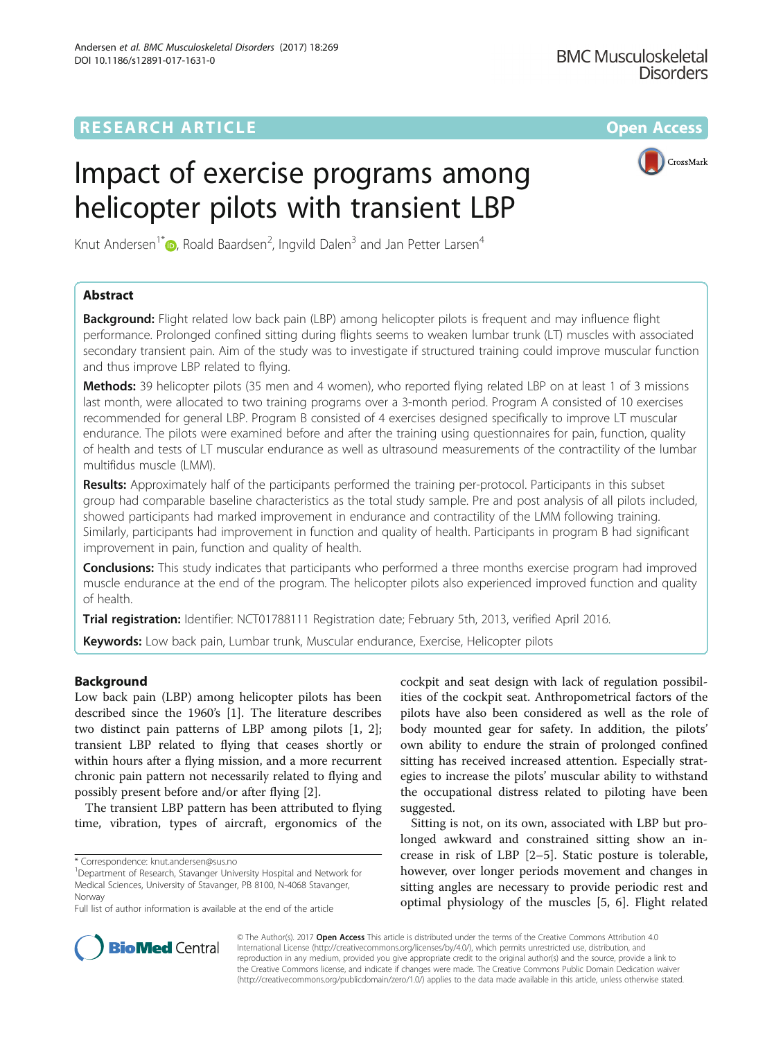RESEARCH ARTICLE **Open Access**

# Impact of exercise programs among helicopter pilots with transient LBP

Knut Andersen[1*], Roald Baardsen[2], Ingvild Dalen[3] and Jan Petter Larsen[4]

## Abstract

**Background:** Flight related low back pain (LBP) among helicopter pilots is frequent and may influence flight performance. Prolonged confined sitting during flights seems to weaken lumbar trunk (LT) muscles with associated secondary transient pain. Aim of the study was to investigate if structured training could improve muscular function and thus improve LBP related to flying.

**Methods:** 39 helicopter pilots (35 men and 4 women), who reported flying related LBP on at least 1 of 3 missions last month, were allocated to two training programs over a 3-month period. Program A consisted of 10 exercises recommended for general LBP. Program B consisted of 4 exercises designed specifically to improve LT muscular endurance. The pilots were examined before and after the training using questionnaires for pain, function, quality of health and tests of LT muscular endurance as well as ultrasound measurements of the contractility of the lumbar multifidus muscle (LMM).

**Results:** Approximately half of the participants performed the training per-protocol. Participants in this subset group had comparable baseline characteristics as the total study sample. Pre and post analysis of all pilots included, showed participants had marked improvement in endurance and contractility of the LMM following training. Similarly, participants had improvement in function and quality of health. Participants in program B had significant improvement in pain, function and quality of health.

**Conclusions:** This study indicates that participants who performed a three months exercise program had improved muscle endurance at the end of the program. The helicopter pilots also experienced improved function and quality of health.

**Trial registration:** Identifier: NCT01788111 Registration date; February 5th, 2013, verified April 2016.

**Keywords:** Low back pain, Lumbar trunk, Muscular endurance, Exercise, Helicopter pilots

## Background

Low back pain (LBP) among helicopter pilots has been described since the 1960's [1]. The literature describes two distinct pain patterns of LBP among pilots [1, 2]; transient LBP related to flying that ceases shortly or within hours after a flying mission, and a more recurrent chronic pain pattern not necessarily related to flying and possibly present before and/or after flying [2].

The transient LBP pattern has been attributed to flying time, vibration, types of aircraft, ergonomics of the cockpit and seat design with lack of regulation possibilities of the cockpit seat. Anthropometrical factors of the pilots have also been considered as well as the role of body mounted gear for safety. In addition, the pilots' own ability to endure the strain of prolonged confined sitting has received increased attention. Especially strategies to increase the pilots' muscular ability to withstand the occupational distress related to piloting have been suggested.

Sitting is not, on its own, associated with LBP but prolonged awkward and constrained sitting show an increase in risk of LBP [2–5]. Static posture is tolerable, however, over longer periods movement and changes in sitting angles are necessary to provide periodic rest and optimal physiology of the muscles [5, 6]. Flight related

\* Correspondence: knut.andersen@sus.no

[1]Department of Research, Stavanger University Hospital and Network for Medical Sciences, University of Stavanger, PB 8100, N-4068 Stavanger, Norway

Full list of author information is available at the end of the article

© The Author(s). 2017 **Open Access** This article is distributed under the terms of the Creative Commons Attribution 4.0 International License (http://creativecommons.org/licenses/by/4.0/), which permits unrestricted use, distribution, and reproduction in any medium, provided you give appropriate credit to the original author(s) and the source, provide a link to the Creative Commons license, and indicate if changes were made. The Creative Commons Public Domain Dedication waiver (http://creativecommons.org/publicdomain/zero/1.0/) applies to the data made available in this article, unless otherwise stated.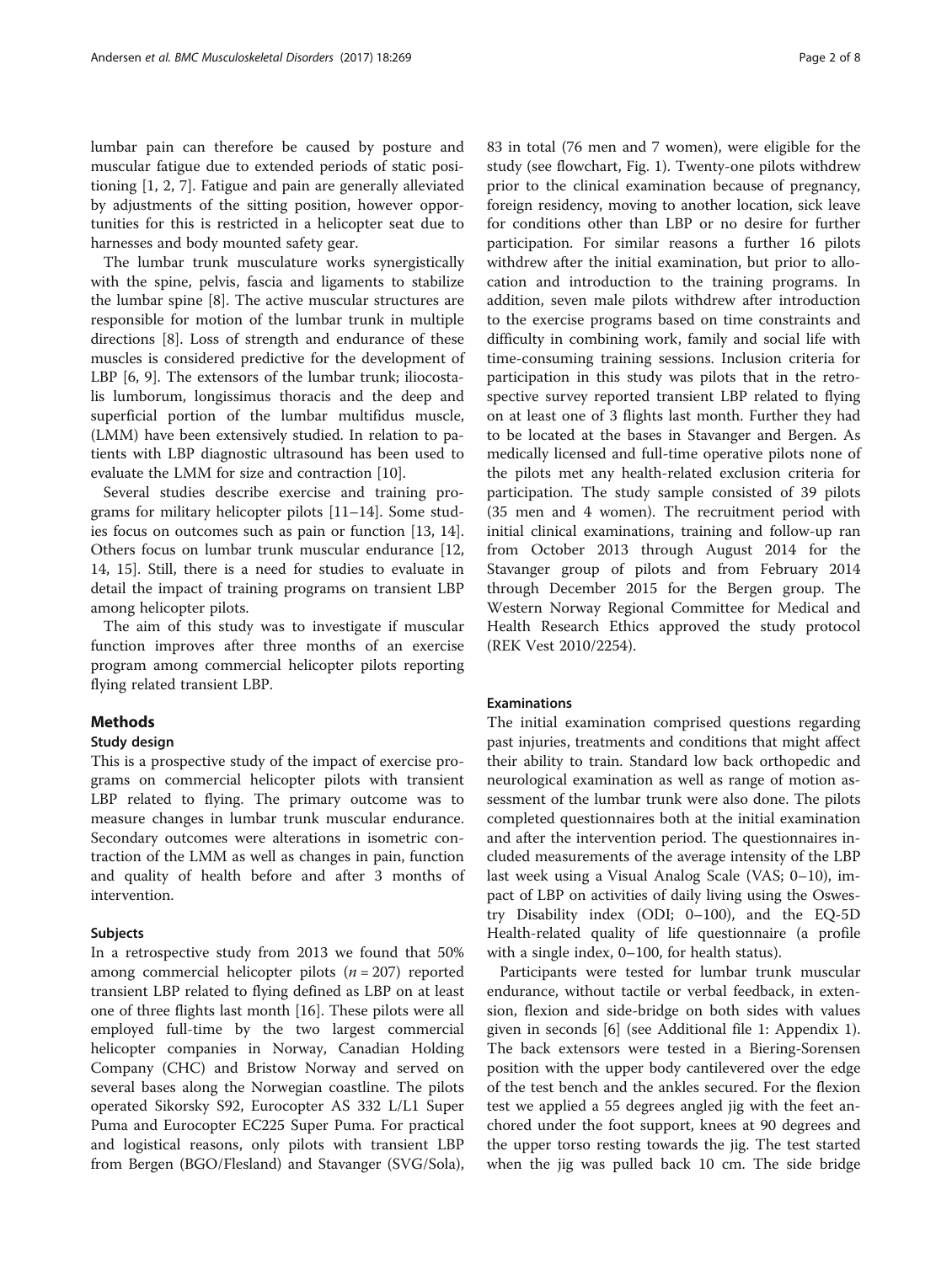lumbar pain can therefore be caused by posture and muscular fatigue due to extended periods of static positioning [1, 2, 7]. Fatigue and pain are generally alleviated by adjustments of the sitting position, however opportunities for this is restricted in a helicopter seat due to harnesses and body mounted safety gear.

The lumbar trunk musculature works synergistically with the spine, pelvis, fascia and ligaments to stabilize the lumbar spine [8]. The active muscular structures are responsible for motion of the lumbar trunk in multiple directions [8]. Loss of strength and endurance of these muscles is considered predictive for the development of LBP [6, 9]. The extensors of the lumbar trunk; iliocostalis lumborum, longissimus thoracis and the deep and superficial portion of the lumbar multifidus muscle, (LMM) have been extensively studied. In relation to patients with LBP diagnostic ultrasound has been used to evaluate the LMM for size and contraction [10].

Several studies describe exercise and training programs for military helicopter pilots [11–14]. Some studies focus on outcomes such as pain or function [13, 14]. Others focus on lumbar trunk muscular endurance [12, 14, 15]. Still, there is a need for studies to evaluate in detail the impact of training programs on transient LBP among helicopter pilots.

The aim of this study was to investigate if muscular function improves after three months of an exercise program among commercial helicopter pilots reporting flying related transient LBP.

## Methods

### Study design

This is a prospective study of the impact of exercise programs on commercial helicopter pilots with transient LBP related to flying. The primary outcome was to measure changes in lumbar trunk muscular endurance. Secondary outcomes were alterations in isometric contraction of the LMM as well as changes in pain, function and quality of health before and after 3 months of intervention.

### Subjects

In a retrospective study from 2013 we found that 50% among commercial helicopter pilots ($n = 207$) reported transient LBP related to flying defined as LBP on at least one of three flights last month [16]. These pilots were all employed full-time by the two largest commercial helicopter companies in Norway, Canadian Holding Company (CHC) and Bristow Norway and served on several bases along the Norwegian coastline. The pilots operated Sikorsky S92, Eurocopter AS 332 L/L1 Super Puma and Eurocopter EC225 Super Puma. For practical and logistical reasons, only pilots with transient LBP from Bergen (BGO/Flesland) and Stavanger (SVG/Sola), 83 in total (76 men and 7 women), were eligible for the study (see flowchart, Fig. 1). Twenty-one pilots withdrew prior to the clinical examination because of pregnancy, foreign residency, moving to another location, sick leave for conditions other than LBP or no desire for further participation. For similar reasons a further 16 pilots withdrew after the initial examination, but prior to allocation and introduction to the training programs. In addition, seven male pilots withdrew after introduction to the exercise programs based on time constraints and difficulty in combining work, family and social life with time-consuming training sessions. Inclusion criteria for participation in this study was pilots that in the retrospective survey reported transient LBP related to flying on at least one of 3 flights last month. Further they had to be located at the bases in Stavanger and Bergen. As medically licensed and full-time operative pilots none of the pilots met any health-related exclusion criteria for participation. The study sample consisted of 39 pilots (35 men and 4 women). The recruitment period with initial clinical examinations, training and follow-up ran from October 2013 through August 2014 for the Stavanger group of pilots and from February 2014 through December 2015 for the Bergen group. The Western Norway Regional Committee for Medical and Health Research Ethics approved the study protocol (REK Vest 2010/2254).

### Examinations

The initial examination comprised questions regarding past injuries, treatments and conditions that might affect their ability to train. Standard low back orthopedic and neurological examination as well as range of motion assessment of the lumbar trunk were also done. The pilots completed questionnaires both at the initial examination and after the intervention period. The questionnaires included measurements of the average intensity of the LBP last week using a Visual Analog Scale (VAS; 0–10), impact of LBP on activities of daily living using the Oswestry Disability index (ODI; 0–100), and the EQ-5D Health-related quality of life questionnaire (a profile with a single index, 0–100, for health status).

Participants were tested for lumbar trunk muscular endurance, without tactile or verbal feedback, in extension, flexion and side-bridge on both sides with values given in seconds [6] (see Additional file 1: Appendix 1). The back extensors were tested in a Biering-Sorensen position with the upper body cantilevered over the edge of the test bench and the ankles secured. For the flexion test we applied a 55 degrees angled jig with the feet anchored under the foot support, knees at 90 degrees and the upper torso resting towards the jig. The test started when the jig was pulled back 10 cm. The side bridge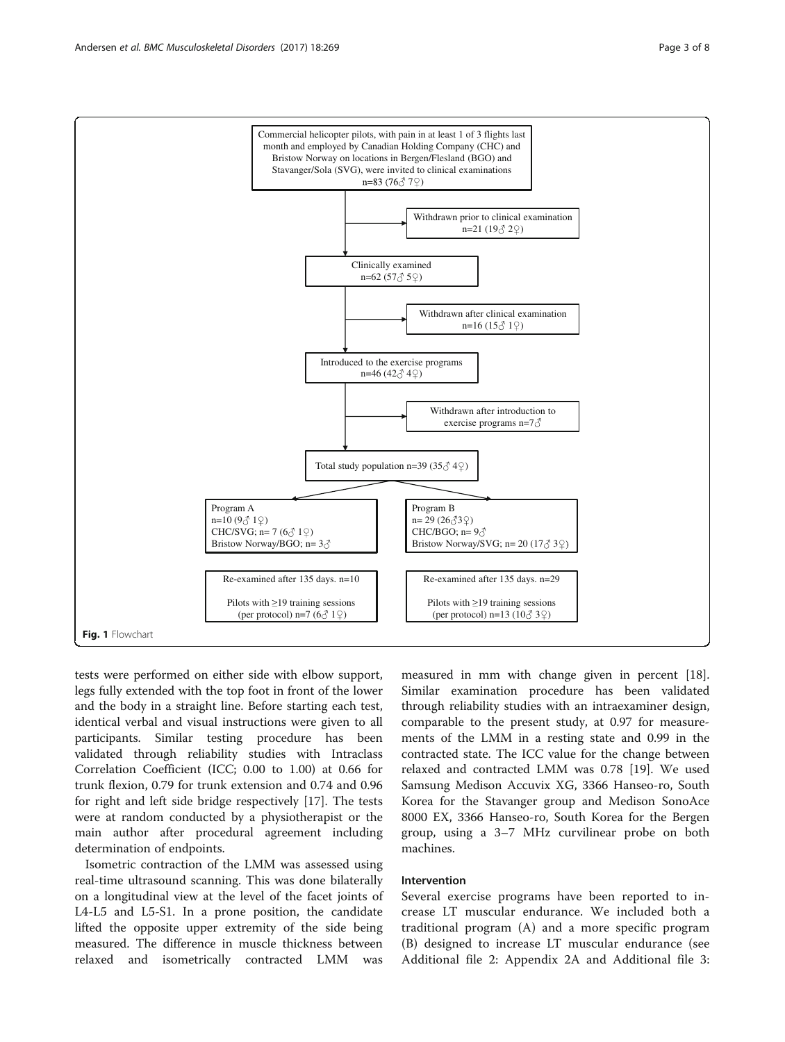Commercial helicopter pilots, with pain in at least 1 of 3 flights last month and employed by Canadian Holding Company (CHC) and Bristow Norway on locations in Bergen/Flesland (BGO) and Stavanger/Sola (SVG), were invited to clinical examinations n=83 (76♂ 7♀)

Withdrawn prior to clinical examination n=21 (19♂ 2♀)

Clinically examined n=62 (57♂ 5♀)

Withdrawn after clinical examination n=16 (15♂ 1♀)

Introduced to the exercise programs n=46 (42♂ 4♀)

Withdrawn after introduction to exercise programs n=7♂

Total study population n=39 (35♂ 4♀)

Program A n=10 (9♂ 1♀) CHC/SVG; n= 7 (6♂ 1♀) Bristow Norway/BGO; n= 3♂

Program B n= 29 (26♂3♀) CHC/BGO; n= 9♂ Bristow Norway/SVG; n= 20 (17♂ 3♀)

Re-examined after 135 days. n=10

Pilots with ≥19 training sessions (per protocol) n=7 (6♂ 1♀)

Re-examined after 135 days. n=29

Pilots with ≥19 training sessions (per protocol) n=13 (10♂ 3♀)

**Fig. 1** Flowchart

tests were performed on either side with elbow support, legs fully extended with the top foot in front of the lower and the body in a straight line. Before starting each test, identical verbal and visual instructions were given to all participants. Similar testing procedure has been validated through reliability studies with Intraclass Correlation Coefficient (ICC; 0.00 to 1.00) at 0.66 for trunk flexion, 0.79 for trunk extension and 0.74 and 0.96 for right and left side bridge respectively [17]. The tests were at random conducted by a physiotherapist or the main author after procedural agreement including determination of endpoints.

Isometric contraction of the LMM was assessed using real-time ultrasound scanning. This was done bilaterally on a longitudinal view at the level of the facet joints of L4-L5 and L5-S1. In a prone position, the candidate lifted the opposite upper extremity of the side being measured. The difference in muscle thickness between relaxed and isometrically contracted LMM was measured in mm with change given in percent [18]. Similar examination procedure has been validated through reliability studies with an intraexaminer design, comparable to the present study, at 0.97 for measurements of the LMM in a resting state and 0.99 in the contracted state. The ICC value for the change between relaxed and contracted LMM was 0.78 [19]. We used Samsung Medison Accuvix XG, 3366 Hanseo-ro, South Korea for the Stavanger group and Medison SonoAce 8000 EX, 3366 Hanseo-ro, South Korea for the Bergen group, using a 3–7 MHz curvilinear probe on both machines.

### Intervention

Several exercise programs have been reported to increase LT muscular endurance. We included both a traditional program (A) and a more specific program (B) designed to increase LT muscular endurance (see Additional file 2: Appendix 2A and Additional file 3: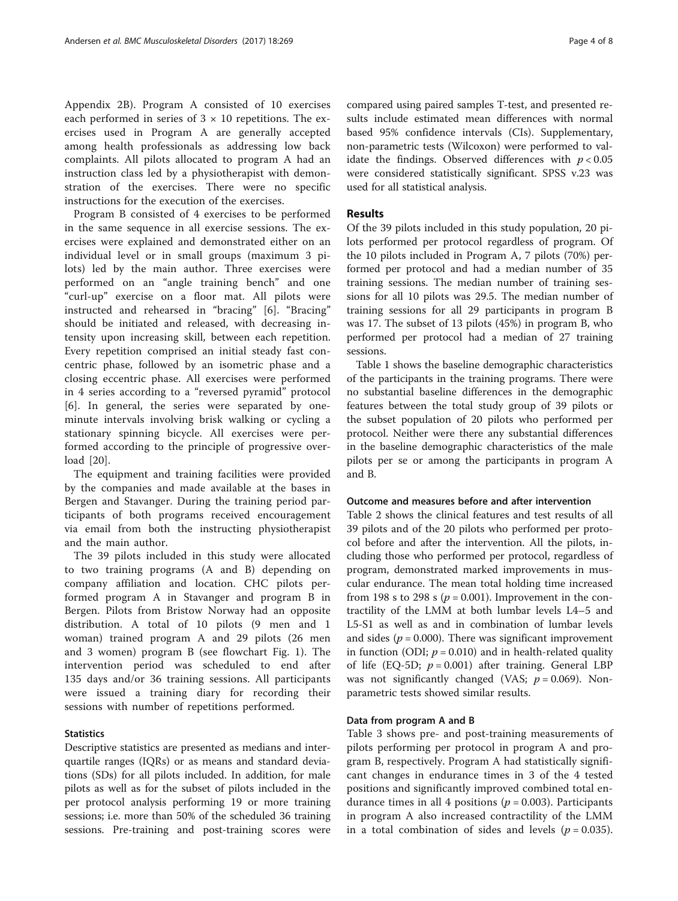Appendix 2B). Program A consisted of 10 exercises each performed in series of 3 × 10 repetitions. The exercises used in Program A are generally accepted among health professionals as addressing low back complaints. All pilots allocated to program A had an instruction class led by a physiotherapist with demonstration of the exercises. There were no specific instructions for the execution of the exercises.

Program B consisted of 4 exercises to be performed in the same sequence in all exercise sessions. The exercises were explained and demonstrated either on an individual level or in small groups (maximum 3 pilots) led by the main author. Three exercises were performed on an "angle training bench" and one "curl-up" exercise on a floor mat. All pilots were instructed and rehearsed in "bracing" [6]. "Bracing" should be initiated and released, with decreasing intensity upon increasing skill, between each repetition. Every repetition comprised an initial steady fast concentric phase, followed by an isometric phase and a closing eccentric phase. All exercises were performed in 4 series according to a "reversed pyramid" protocol [6]. In general, the series were separated by one-minute intervals involving brisk walking or cycling a stationary spinning bicycle. All exercises were performed according to the principle of progressive overload [20].

The equipment and training facilities were provided by the companies and made available at the bases in Bergen and Stavanger. During the training period participants of both programs received encouragement via email from both the instructing physiotherapist and the main author.

The 39 pilots included in this study were allocated to two training programs (A and B) depending on company affiliation and location. CHC pilots performed program A in Stavanger and program B in Bergen. Pilots from Bristow Norway had an opposite distribution. A total of 10 pilots (9 men and 1 woman) trained program A and 29 pilots (26 men and 3 women) program B (see flowchart Fig. 1). The intervention period was scheduled to end after 135 days and/or 36 training sessions. All participants were issued a training diary for recording their sessions with number of repetitions performed.

### Statistics

Descriptive statistics are presented as medians and interquartile ranges (IQRs) or as means and standard deviations (SDs) for all pilots included. In addition, for male pilots as well as for the subset of pilots included in the per protocol analysis performing 19 or more training sessions; i.e. more than 50% of the scheduled 36 training sessions. Pre-training and post-training scores were compared using paired samples T-test, and presented results include estimated mean differences with normal based 95% confidence intervals (CIs). Supplementary, non-parametric tests (Wilcoxon) were performed to validate the findings. Observed differences with $p < 0.05$ were considered statistically significant. SPSS v.23 was used for all statistical analysis.

## Results

Of the 39 pilots included in this study population, 20 pilots performed per protocol regardless of program. Of the 10 pilots included in Program A, 7 pilots (70%) performed per protocol and had a median number of 35 training sessions. The median number of training sessions for all 10 pilots was 29.5. The median number of training sessions for all 29 participants in program B was 17. The subset of 13 pilots (45%) in program B, who performed per protocol had a median of 27 training sessions.

Table 1 shows the baseline demographic characteristics of the participants in the training programs. There were no substantial baseline differences in the demographic features between the total study group of 39 pilots or the subset population of 20 pilots who performed per protocol. Neither were there any substantial differences in the baseline demographic characteristics of the male pilots per se or among the participants in program A and B.

### Outcome and measures before and after intervention

Table 2 shows the clinical features and test results of all 39 pilots and of the 20 pilots who performed per protocol before and after the intervention. All the pilots, including those who performed per protocol, regardless of program, demonstrated marked improvements in muscular endurance. The mean total holding time increased from 198 s to 298 s ($p = 0.001$). Improvement in the contractility of the LMM at both lumbar levels L4–5 and L5-S1 as well as and in combination of lumbar levels and sides ($p = 0.000$). There was significant improvement in function (ODI; $p = 0.010$) and in health-related quality of life (EQ-5D; $p = 0.001$) after training. General LBP was not significantly changed (VAS; $p = 0.069$). Non-parametric tests showed similar results.

### Data from program A and B

Table 3 shows pre- and post-training measurements of pilots performing per protocol in program A and program B, respectively. Program A had statistically significant changes in endurance times in 3 of the 4 tested positions and significantly improved combined total endurance times in all 4 positions ($p = 0.003$). Participants in program A also increased contractility of the LMM in a total combination of sides and levels ($p = 0.035$).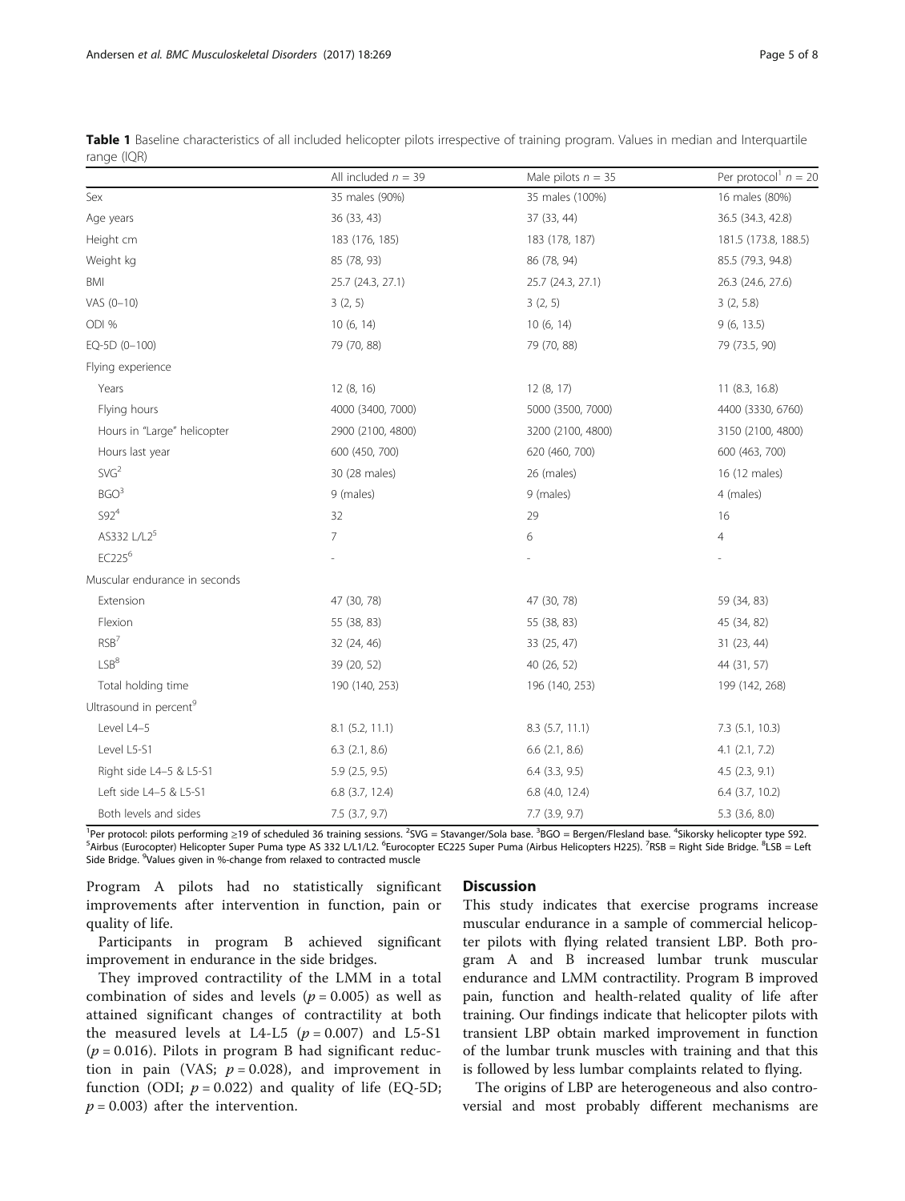**Table 1** Baseline characteristics of all included helicopter pilots irrespective of training program. Values in median and Interquartile range (IQR)

| | All included $n = 39$ | Male pilots $n = 35$ | Per protocol[1] $n = 20$ |
|---|---|---|---|
| Sex | 35 males (90%) | 35 males (100%) | 16 males (80%) |
| Age years | 36 (33, 43) | 37 (33, 44) | 36.5 (34.3, 42.8) |
| Height cm | 183 (176, 185) | 183 (178, 187) | 181.5 (173.8, 188.5) |
| Weight kg | 85 (78, 93) | 86 (78, 94) | 85.5 (79.3, 94.8) |
| BMI | 25.7 (24.3, 27.1) | 25.7 (24.3, 27.1) | 26.3 (24.6, 27.6) |
| VAS (0–10) | 3 (2, 5) | 3 (2, 5) | 3 (2, 5.8) |
| ODI % | 10 (6, 14) | 10 (6, 14) | 9 (6, 13.5) |
| EQ-5D (0–100) | 79 (70, 88) | 79 (70, 88) | 79 (73.5, 90) |
| Flying experience | | | |
| Years | 12 (8, 16) | 12 (8, 17) | 11 (8.3, 16.8) |
| Flying hours | 4000 (3400, 7000) | 5000 (3500, 7000) | 4400 (3330, 6760) |
| Hours in "Large" helicopter | 2900 (2100, 4800) | 3200 (2100, 4800) | 3150 (2100, 4800) |
| Hours last year | 600 (450, 700) | 620 (460, 700) | 600 (463, 700) |
| SVG[2] | 30 (28 males) | 26 (males) | 16 (12 males) |
| BGO[3] | 9 (males) | 9 (males) | 4 (males) |
| S92[4] | 32 | 29 | 16 |
| AS332 L/L2[5] | 7 | 6 | 4 |
| EC225[6] | - | - | - |
| Muscular endurance in seconds | | | |
| Extension | 47 (30, 78) | 47 (30, 78) | 59 (34, 83) |
| Flexion | 55 (38, 83) | 55 (38, 83) | 45 (34, 82) |
| RSB[7] | 32 (24, 46) | 33 (25, 47) | 31 (23, 44) |
| LSB[8] | 39 (20, 52) | 40 (26, 52) | 44 (31, 57) |
| Total holding time | 190 (140, 253) | 196 (140, 253) | 199 (142, 268) |
| Ultrasound in percent[9] | | | |
| Level L4–5 | 8.1 (5.2, 11.1) | 8.3 (5.7, 11.1) | 7.3 (5.1, 10.3) |
| Level L5-S1 | 6.3 (2.1, 8.6) | 6.6 (2.1, 8.6) | 4.1 (2.1, 7.2) |
| Right side L4–5 & L5-S1 | 5.9 (2.5, 9.5) | 6.4 (3.3, 9.5) | 4.5 (2.3, 9.1) |
| Left side L4–5 & L5-S1 | 6.8 (3.7, 12.4) | 6.8 (4.0, 12.4) | 6.4 (3.7, 10.2) |
| Both levels and sides | 7.5 (3.7, 9.7) | 7.7 (3.9, 9.7) | 5.3 (3.6, 8.0) |

[1]Per protocol: pilots performing ≥19 of scheduled 36 training sessions. [2]SVG = Stavanger/Sola base. [3]BGO = Bergen/Flesland base. [4]Sikorsky helicopter type S92. [5]Airbus (Eurocopter) Helicopter Super Puma type AS 332 L/L1/L2. [6]Eurocopter EC225 Super Puma (Airbus Helicopters H225). [7]RSB = Right Side Bridge. [8]LSB = Left Side Bridge. [9]Values given in %-change from relaxed to contracted muscle

Program A pilots had no statistically significant improvements after intervention in function, pain or quality of life.

Participants in program B achieved significant improvement in endurance in the side bridges.

They improved contractility of the LMM in a total combination of sides and levels ($p = 0.005$) as well as attained significant changes of contractility at both the measured levels at L4-L5 ($p = 0.007$) and L5-S1 ($p = 0.016$). Pilots in program B had significant reduction in pain (VAS; $p = 0.028$), and improvement in function (ODI; $p = 0.022$) and quality of life (EQ-5D; $p = 0.003$) after the intervention.

## Discussion

This study indicates that exercise programs increase muscular endurance in a sample of commercial helicopter pilots with flying related transient LBP. Both program A and B increased lumbar trunk muscular endurance and LMM contractility. Program B improved pain, function and health-related quality of life after training. Our findings indicate that helicopter pilots with transient LBP obtain marked improvement in function of the lumbar trunk muscles with training and that this is followed by less lumbar complaints related to flying.

The origins of LBP are heterogeneous and also controversial and most probably different mechanisms are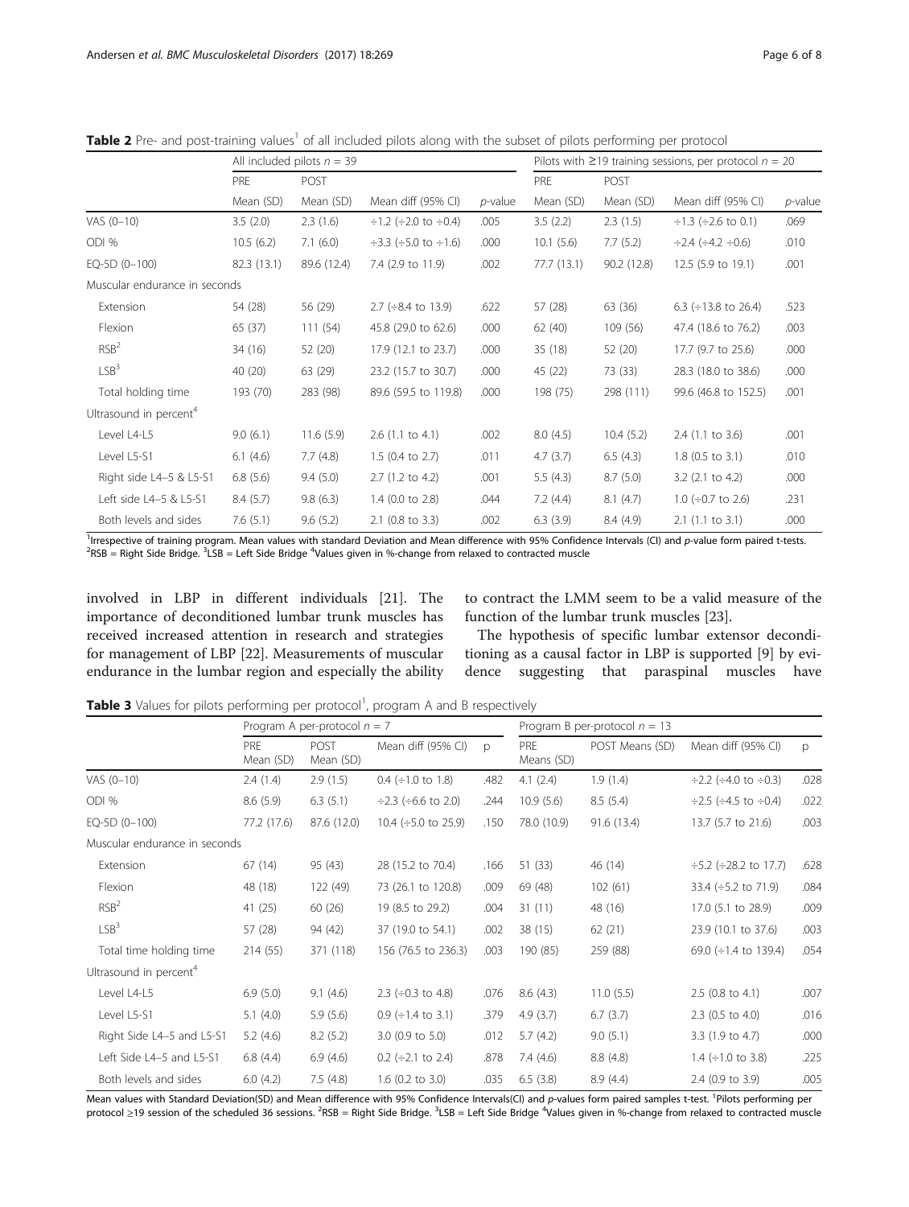**Table 2** Pre- and post-training values[1] of all included pilots along with the subset of pilots performing per protocol

| | All included pilots $n = 39$ | | | | Pilots with ≥19 training sessions, per protocol $n = 20$ | | | |
|---|---|---|---|---|---|---|---|---|
| | PRE | POST | | | PRE | POST | | |
| | Mean (SD) | Mean (SD) | Mean diff (95% CI) | *p*-value | Mean (SD) | Mean (SD) | Mean diff (95% CI) | *p*-value |
| VAS (0–10) | 3.5 (2.0) | 2.3 (1.6) | ÷1.2 (÷2.0 to ÷0.4) | .005 | 3.5 (2.2) | 2.3 (1.5) | ÷1.3 (÷2.6 to 0.1) | .069 |
| ODI % | 10.5 (6.2) | 7.1 (6.0) | ÷3.3 (÷5.0 to ÷1.6) | .000 | 10.1 (5.6) | 7.7 (5.2) | ÷2.4 (÷4.2 ÷0.6) | .010 |
| EQ-5D (0–100) | 82.3 (13.1) | 89.6 (12.4) | 7.4 (2.9 to 11.9) | .002 | 77.7 (13.1) | 90.2 (12.8) | 12.5 (5.9 to 19.1) | .001 |
| Muscular endurance in seconds | | | | | | | | |
| Extension | 54 (28) | 56 (29) | 2.7 (÷8.4 to 13.9) | .622 | 57 (28) | 63 (36) | 6.3 (÷13.8 to 26.4) | .523 |
| Flexion | 65 (37) | 111 (54) | 45.8 (29.0 to 62.6) | .000 | 62 (40) | 109 (56) | 47.4 (18.6 to 76.2) | .003 |
| RSB[2] | 34 (16) | 52 (20) | 17.9 (12.1 to 23.7) | .000 | 35 (18) | 52 (20) | 17.7 (9.7 to 25.6) | .000 |
| LSB[3] | 40 (20) | 63 (29) | 23.2 (15.7 to 30.7) | .000 | 45 (22) | 73 (33) | 28.3 (18.0 to 38.6) | .000 |
| Total holding time | 193 (70) | 283 (98) | 89.6 (59.5 to 119.8) | .000 | 198 (75) | 298 (111) | 99.6 (46.8 to 152.5) | .001 |
| Ultrasound in percent[4] | | | | | | | | |
| Level L4-L5 | 9.0 (6.1) | 11.6 (5.9) | 2.6 (1.1 to 4.1) | .002 | 8.0 (4.5) | 10.4 (5.2) | 2.4 (1.1 to 3.6) | .001 |
| Level L5-S1 | 6.1 (4.6) | 7.7 (4.8) | 1.5 (0.4 to 2.7) | .011 | 4.7 (3.7) | 6.5 (4.3) | 1.8 (0.5 to 3.1) | .010 |
| Right side L4–5 & L5-S1 | 6.8 (5.6) | 9.4 (5.0) | 2.7 (1.2 to 4.2) | .001 | 5.5 (4.3) | 8.7 (5.0) | 3.2 (2.1 to 4.2) | .000 |
| Left side L4–5 & L5-S1 | 8.4 (5.7) | 9.8 (6.3) | 1.4 (0.0 to 2.8) | .044 | 7.2 (4.4) | 8.1 (4.7) | 1.0 (÷0.7 to 2.6) | .231 |
| Both levels and sides | 7.6 (5.1) | 9.6 (5.2) | 2.1 (0.8 to 3.3) | .002 | 6.3 (3.9) | 8.4 (4.9) | 2.1 (1.1 to 3.1) | .000 |

[1]Irrespective of training program. Mean values with standard Deviation and Mean difference with 95% Confidence Intervals (CI) and *p*-value form paired t-tests.
[2]RSB = Right Side Bridge. [3]LSB = Left Side Bridge [4]Values given in %-change from relaxed to contracted muscle

involved in LBP in different individuals [21]. The importance of deconditioned lumbar trunk muscles has received increased attention in research and strategies for management of LBP [22]. Measurements of muscular endurance in the lumbar region and especially the ability to contract the LMM seem to be a valid measure of the function of the lumbar trunk muscles [23].

The hypothesis of specific lumbar extensor deconditioning as a causal factor in LBP is supported [9] by evidence suggesting that paraspinal muscles have

**Table 3** Values for pilots performing per protocol[1], program A and B respectively

| | Program A per-protocol $n = 7$ | | | | Program B per-protocol $n = 13$ | | | |
|---|---|---|---|---|---|---|---|---|
| | PRE Mean (SD) | POST Mean (SD) | Mean diff (95% CI) | p | PRE Means (SD) | POST Means (SD) | Mean diff (95% CI) | p |
| VAS (0–10) | 2.4 (1.4) | 2.9 (1.5) | 0.4 (÷1.0 to 1.8) | .482 | 4.1 (2.4) | 1.9 (1.4) | ÷2.2 (÷4.0 to ÷0.3) | .028 |
| ODI % | 8.6 (5.9) | 6.3 (5.1) | ÷2.3 (÷6.6 to 2.0) | .244 | 10.9 (5.6) | 8.5 (5.4) | ÷2.5 (÷4.5 to ÷0.4) | .022 |
| EQ-5D (0–100) | 77.2 (17.6) | 87.6 (12.0) | 10.4 (÷5.0 to 25.9) | .150 | 78.0 (10.9) | 91.6 (13.4) | 13.7 (5.7 to 21.6) | .003 |
| Muscular endurance in seconds | | | | | | | | |
| Extension | 67 (14) | 95 (43) | 28 (15.2 to 70.4) | .166 | 51 (33) | 46 (14) | ÷5.2 (÷28.2 to 17.7) | .628 |
| Flexion | 48 (18) | 122 (49) | 73 (26.1 to 120.8) | .009 | 69 (48) | 102 (61) | 33.4 (÷5.2 to 71.9) | .084 |
| RSB[2] | 41 (25) | 60 (26) | 19 (8.5 to 29.2) | .004 | 31 (11) | 48 (16) | 17.0 (5.1 to 28.9) | .009 |
| LSB[3] | 57 (28) | 94 (42) | 37 (19.0 to 54.1) | .002 | 38 (15) | 62 (21) | 23.9 (10.1 to 37.6) | .003 |
| Total time holding time | 214 (55) | 371 (118) | 156 (76.5 to 236.3) | .003 | 190 (85) | 259 (88) | 69.0 (÷1.4 to 139.4) | .054 |
| Ultrasound in percent[4] | | | | | | | | |
| Level L4-L5 | 6.9 (5.0) | 9.1 (4.6) | 2.3 (÷0.3 to 4.8) | .076 | 8.6 (4.3) | 11.0 (5.5) | 2.5 (0.8 to 4.1) | .007 |
| Level L5-S1 | 5.1 (4.0) | 5.9 (5.6) | 0.9 (÷1.4 to 3.1) | .379 | 4.9 (3.7) | 6.7 (3.7) | 2.3 (0.5 to 4.0) | .016 |
| Right Side L4–5 and L5-S1 | 5.2 (4.6) | 8.2 (5.2) | 3.0 (0.9 to 5.0) | .012 | 5.7 (4.2) | 9.0 (5.1) | 3.3 (1.9 to 4.7) | .000 |
| Left Side L4–5 and L5-S1 | 6.8 (4.4) | 6.9 (4.6) | 0.2 (÷2.1 to 2.4) | .878 | 7.4 (4.6) | 8.8 (4.8) | 1.4 (÷1.0 to 3.8) | .225 |
| Both levels and sides | 6.0 (4.2) | 7.5 (4.8) | 1.6 (0.2 to 3.0) | .035 | 6.5 (3.8) | 8.9 (4.4) | 2.4 (0.9 to 3.9) | .005 |

Mean values with Standard Deviation(SD) and Mean difference with 95% Confidence Intervals(CI) and *p*-values form paired samples t-test. [1]Pilots performing per protocol ≥19 session of the scheduled 36 sessions. [2]RSB = Right Side Bridge. [3]LSB = Left Side Bridge [4]Values given in %-change from relaxed to contracted muscle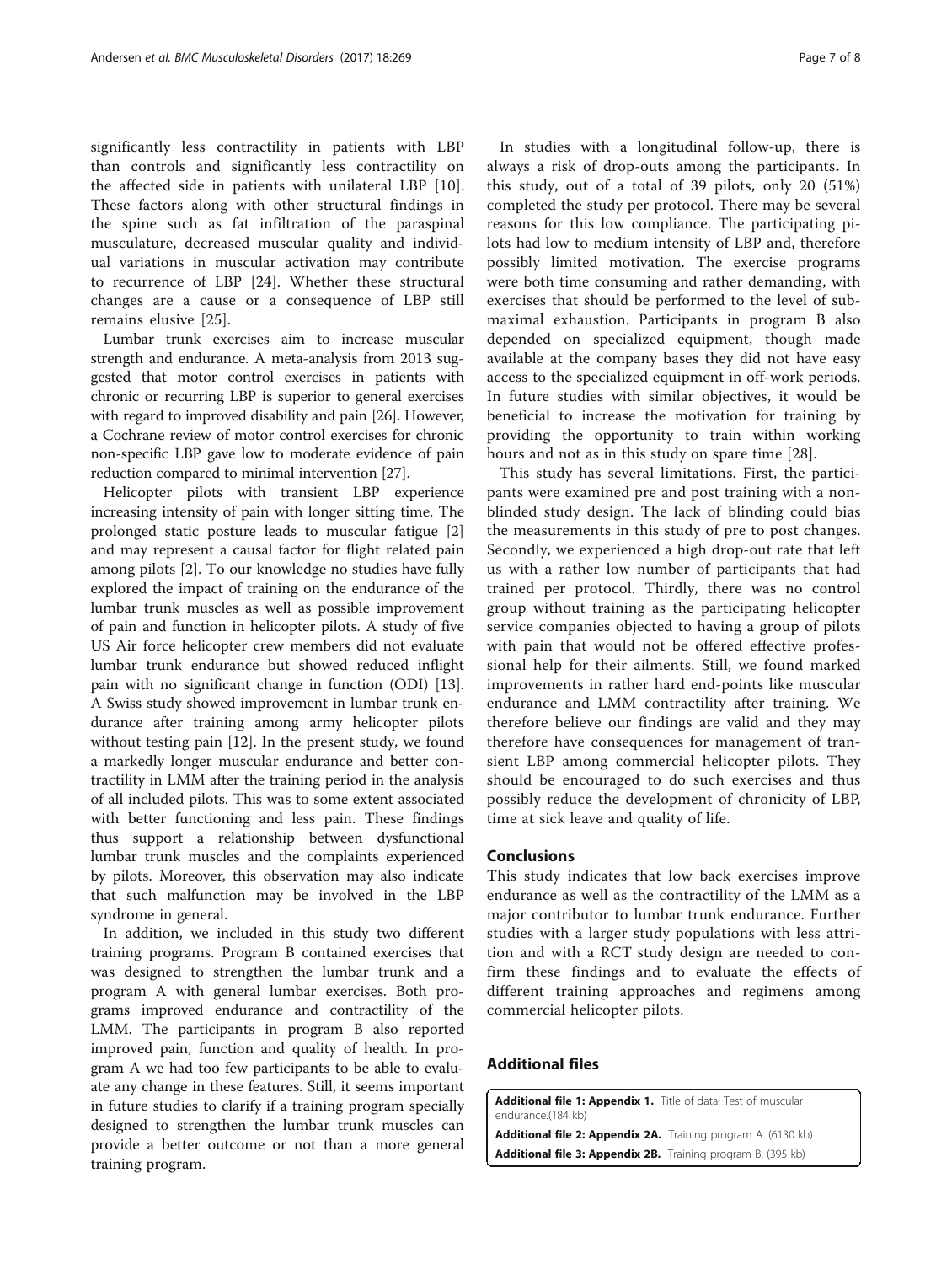significantly less contractility in patients with LBP than controls and significantly less contractility on the affected side in patients with unilateral LBP [10]. These factors along with other structural findings in the spine such as fat infiltration of the paraspinal musculature, decreased muscular quality and individual variations in muscular activation may contribute to recurrence of LBP [24]. Whether these structural changes are a cause or a consequence of LBP still remains elusive [25].

Lumbar trunk exercises aim to increase muscular strength and endurance. A meta-analysis from 2013 suggested that motor control exercises in patients with chronic or recurring LBP is superior to general exercises with regard to improved disability and pain [26]. However, a Cochrane review of motor control exercises for chronic non-specific LBP gave low to moderate evidence of pain reduction compared to minimal intervention [27].

Helicopter pilots with transient LBP experience increasing intensity of pain with longer sitting time. The prolonged static posture leads to muscular fatigue [2] and may represent a causal factor for flight related pain among pilots [2]. To our knowledge no studies have fully explored the impact of training on the endurance of the lumbar trunk muscles as well as possible improvement of pain and function in helicopter pilots. A study of five US Air force helicopter crew members did not evaluate lumbar trunk endurance but showed reduced inflight pain with no significant change in function (ODI) [13]. A Swiss study showed improvement in lumbar trunk endurance after training among army helicopter pilots without testing pain [12]. In the present study, we found a markedly longer muscular endurance and better contractility in LMM after the training period in the analysis of all included pilots. This was to some extent associated with better functioning and less pain. These findings thus support a relationship between dysfunctional lumbar trunk muscles and the complaints experienced by pilots. Moreover, this observation may also indicate that such malfunction may be involved in the LBP syndrome in general.

In addition, we included in this study two different training programs. Program B contained exercises that was designed to strengthen the lumbar trunk and a program A with general lumbar exercises. Both programs improved endurance and contractility of the LMM. The participants in program B also reported improved pain, function and quality of health. In program A we had too few participants to be able to evaluate any change in these features. Still, it seems important in future studies to clarify if a training program specially designed to strengthen the lumbar trunk muscles can provide a better outcome or not than a more general training program.

In studies with a longitudinal follow-up, there is always a risk of drop-outs among the participants**.** In this study, out of a total of 39 pilots, only 20 (51%) completed the study per protocol. There may be several reasons for this low compliance. The participating pilots had low to medium intensity of LBP and, therefore possibly limited motivation. The exercise programs were both time consuming and rather demanding, with exercises that should be performed to the level of submaximal exhaustion. Participants in program B also depended on specialized equipment, though made available at the company bases they did not have easy access to the specialized equipment in off-work periods. In future studies with similar objectives, it would be beneficial to increase the motivation for training by providing the opportunity to train within working hours and not as in this study on spare time [28].

This study has several limitations. First, the participants were examined pre and post training with a non-blinded study design. The lack of blinding could bias the measurements in this study of pre to post changes. Secondly, we experienced a high drop-out rate that left us with a rather low number of participants that had trained per protocol. Thirdly, there was no control group without training as the participating helicopter service companies objected to having a group of pilots with pain that would not be offered effective professional help for their ailments. Still, we found marked improvements in rather hard end-points like muscular endurance and LMM contractility after training. We therefore believe our findings are valid and they may therefore have consequences for management of transient LBP among commercial helicopter pilots. They should be encouraged to do such exercises and thus possibly reduce the development of chronicity of LBP, time at sick leave and quality of life.

## Conclusions

This study indicates that low back exercises improve endurance as well as the contractility of the LMM as a major contributor to lumbar trunk endurance. Further studies with a larger study populations with less attrition and with a RCT study design are needed to confirm these findings and to evaluate the effects of different training approaches and regimens among commercial helicopter pilots.

## Additional files

**Additional file 1: Appendix 1.** Title of data: Test of muscular endurance.(184 kb)

**Additional file 2: Appendix 2A.** Training program A. (6130 kb)

**Additional file 3: Appendix 2B.** Training program B. (395 kb)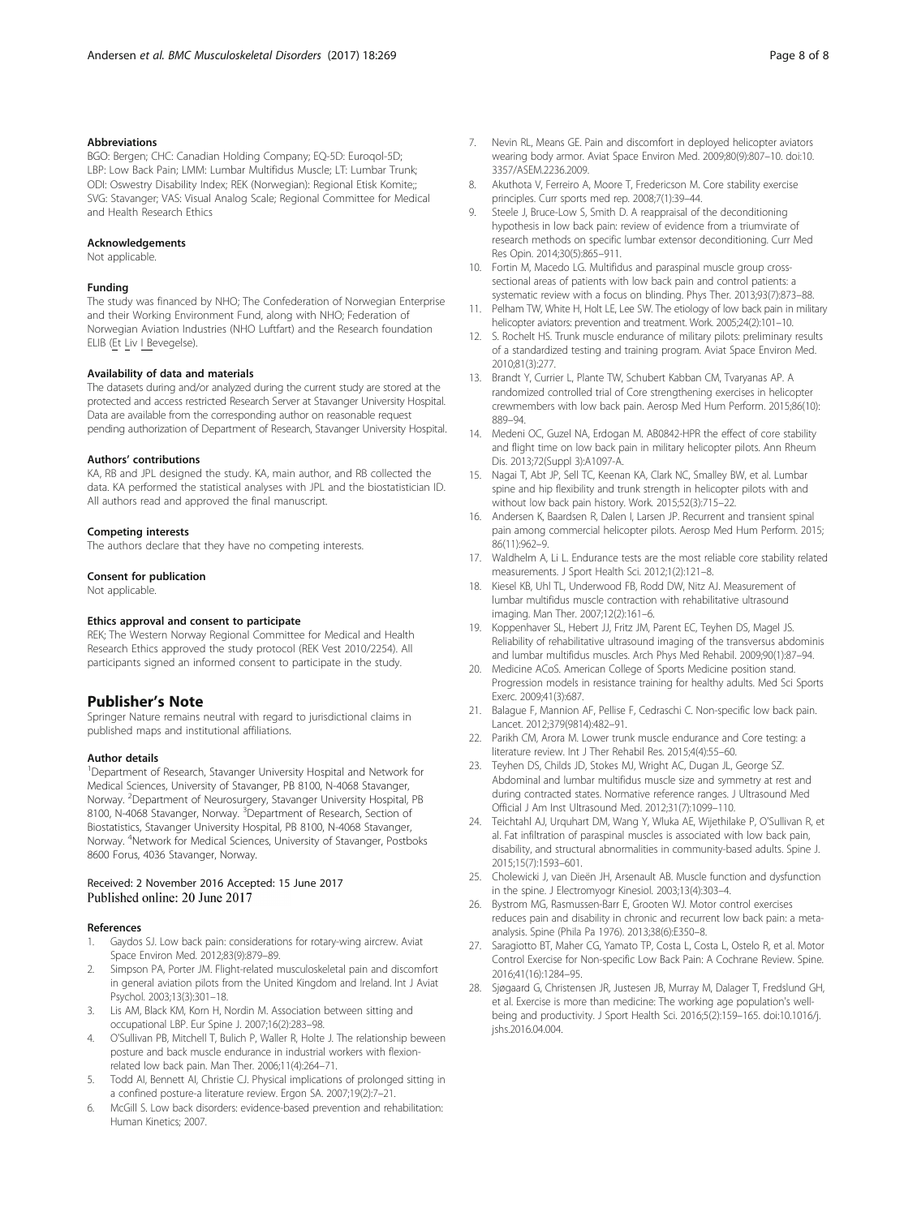### Abbreviations

BGO: Bergen; CHC: Canadian Holding Company; EQ-5D: Euroqol-5D; LBP: Low Back Pain; LMM: Lumbar Multifidus Muscle; LT: Lumbar Trunk; ODI: Oswestry Disability Index; REK (Norwegian): Regional Etisk Komite;; SVG: Stavanger; VAS: Visual Analog Scale; Regional Committee for Medical and Health Research Ethics

### Acknowledgements

Not applicable.

### Funding

The study was financed by NHO; The Confederation of Norwegian Enterprise and their Working Environment Fund, along with NHO; Federation of Norwegian Aviation Industries (NHO Luftfart) and the Research foundation ELIB (Et Liv I Bevegelse).

### Availability of data and materials

The datasets during and/or analyzed during the current study are stored at the protected and access restricted Research Server at Stavanger University Hospital. Data are available from the corresponding author on reasonable request pending authorization of Department of Research, Stavanger University Hospital.

### Authors' contributions

KA, RB and JPL designed the study. KA, main author, and RB collected the data. KA performed the statistical analyses with JPL and the biostatistician ID. All authors read and approved the final manuscript.

### Competing interests

The authors declare that they have no competing interests.

### Consent for publication

Not applicable.

### Ethics approval and consent to participate

REK; The Western Norway Regional Committee for Medical and Health Research Ethics approved the study protocol (REK Vest 2010/2254). All participants signed an informed consent to participate in the study.

## Publisher's Note

Springer Nature remains neutral with regard to jurisdictional claims in published maps and institutional affiliations.

### Author details

[1]Department of Research, Stavanger University Hospital and Network for Medical Sciences, University of Stavanger, PB 8100, N-4068 Stavanger, Norway. [2]Department of Neurosurgery, Stavanger University Hospital, PB 8100, N-4068 Stavanger, Norway. [3]Department of Research, Section of Biostatistics, Stavanger University Hospital, PB 8100, N-4068 Stavanger, Norway. [4]Network for Medical Sciences, University of Stavanger, Postboks 8600 Forus, 4036 Stavanger, Norway.

Received: 2 November 2016 Accepted: 15 June 2017
Published online: 20 June 2017

### References

1. Gaydos SJ. Low back pain: considerations for rotary-wing aircrew. Aviat Space Environ Med. 2012;83(9):879–89.
2. Simpson PA, Porter JM. Flight-related musculoskeletal pain and discomfort in general aviation pilots from the United Kingdom and Ireland. Int J Aviat Psychol. 2003;13(3):301–18.
3. Lis AM, Black KM, Korn H, Nordin M. Association between sitting and occupational LBP. Eur Spine J. 2007;16(2):283–98.
4. O'Sullivan PB, Mitchell T, Bulich P, Waller R, Holte J. The relationship beween posture and back muscle endurance in industrial workers with flexion-related low back pain. Man Ther. 2006;11(4):264–71.
5. Todd AI, Bennett AI, Christie CJ. Physical implications of prolonged sitting in a confined posture-a literature review. Ergon SA. 2007;19(2):7–21.
6. McGill S. Low back disorders: evidence-based prevention and rehabilitation: Human Kinetics; 2007.
7. Nevin RL, Means GE. Pain and discomfort in deployed helicopter aviators wearing body armor. Aviat Space Environ Med. 2009;80(9):807–10. doi:10.3357/ASEM.2236.2009.
8. Akuthota V, Ferreiro A, Moore T, Fredericson M. Core stability exercise principles. Curr sports med rep. 2008;7(1):39–44.
9. Steele J, Bruce-Low S, Smith D. A reappraisal of the deconditioning hypothesis in low back pain: review of evidence from a triumvirate of research methods on specific lumbar extensor deconditioning. Curr Med Res Opin. 2014;30(5):865–911.
10. Fortin M, Macedo LG. Multifidus and paraspinal muscle group cross-sectional areas of patients with low back pain and control patients: a systematic review with a focus on blinding. Phys Ther. 2013;93(7):873–88.
11. Pelham TW, White H, Holt LE, Lee SW. The etiology of low back pain in military helicopter aviators: prevention and treatment. Work. 2005;24(2):101–10.
12. S. Rochelt HS. Trunk muscle endurance of military pilots: preliminary results of a standardized testing and training program. Aviat Space Environ Med. 2010;81(3):277.
13. Brandt Y, Currier L, Plante TW, Schubert Kabban CM, Tvaryanas AP. A randomized controlled trial of Core strengthening exercises in helicopter crewmembers with low back pain. Aerosp Med Hum Perform. 2015;86(10):889–94.
14. Medeni OC, Guzel NA, Erdogan M. AB0842-HPR the effect of core stability and flight time on low back pain in military helicopter pilots. Ann Rheum Dis. 2013;72(Suppl 3):A1097-A.
15. Nagai T, Abt JP, Sell TC, Keenan KA, Clark NC, Smalley BW, et al. Lumbar spine and hip flexibility and trunk strength in helicopter pilots with and without low back pain history. Work. 2015;52(3):715–22.
16. Andersen K, Baardsen R, Dalen I, Larsen JP. Recurrent and transient spinal pain among commercial helicopter pilots. Aerosp Med Hum Perform. 2015;86(11):962–9.
17. Waldhelm A, Li L. Endurance tests are the most reliable core stability related measurements. J Sport Health Sci. 2012;1(2):121–8.
18. Kiesel KB, Uhl TL, Underwood FB, Rodd DW, Nitz AJ. Measurement of lumbar multifidus muscle contraction with rehabilitative ultrasound imaging. Man Ther. 2007;12(2):161–6.
19. Koppenhaver SL, Hebert JJ, Fritz JM, Parent EC, Teyhen DS, Magel JS. Reliability of rehabilitative ultrasound imaging of the transversus abdominis and lumbar multifidus muscles. Arch Phys Med Rehabil. 2009;90(1):87–94.
20. Medicine ACoS. American College of Sports Medicine position stand. Progression models in resistance training for healthy adults. Med Sci Sports Exerc. 2009;41(3):687.
21. Balague F, Mannion AF, Pellise F, Cedraschi C. Non-specific low back pain. Lancet. 2012;379(9814):482–91.
22. Parikh CM, Arora M. Lower trunk muscle endurance and Core testing: a literature review. Int J Ther Rehabil Res. 2015;4(4):55–60.
23. Teyhen DS, Childs JD, Stokes MJ, Wright AC, Dugan JL, George SZ. Abdominal and lumbar multifidus muscle size and symmetry at rest and during contracted states. Normative reference ranges. J Ultrasound Med Official J Am Inst Ultrasound Med. 2012;31(7):1099–110.
24. Teichtahl AJ, Urquhart DM, Wang Y, Wluka AE, Wijethilake P, O'Sullivan R, et al. Fat infiltration of paraspinal muscles is associated with low back pain, disability, and structural abnormalities in community-based adults. Spine J. 2015;15(7):1593–601.
25. Cholewicki J, van Dieën JH, Arsenault AB. Muscle function and dysfunction in the spine. J Electromyogr Kinesiol. 2003;13(4):303–4.
26. Bystrom MG, Rasmussen-Barr E, Grooten WJ. Motor control exercises reduces pain and disability in chronic and recurrent low back pain: a meta-analysis. Spine (Phila Pa 1976). 2013;38(6):E350–8.
27. Saragiotto BT, Maher CG, Yamato TP, Costa L, Costa L, Ostelo R, et al. Motor Control Exercise for Non-specific Low Back Pain: A Cochrane Review. Spine. 2016;41(16):1284–95.
28. Sjøgaard G, Christensen JR, Justesen JB, Murray M, Dalager T, Fredslund GH, et al. Exercise is more than medicine: The working age population's well-being and productivity. J Sport Health Sci. 2016;5(2):159–165. doi:10.1016/j.jshs.2016.04.004.